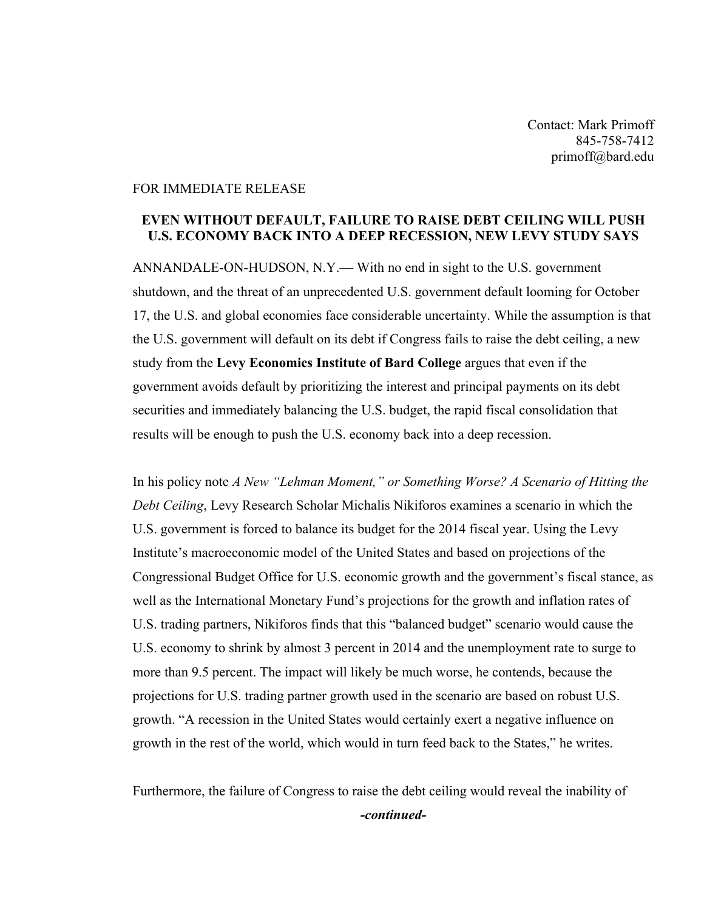Contact: Mark Primoff
845-758-7412
primoff@bard.edu

FOR IMMEDIATE RELEASE

**EVEN WITHOUT DEFAULT, FAILURE TO RAISE DEBT CEILING WILL PUSH U.S. ECONOMY BACK INTO A DEEP RECESSION, NEW LEVY STUDY SAYS**

ANNANDALE-ON-HUDSON, N.Y.— With no end in sight to the U.S. government shutdown, and the threat of an unprecedented U.S. government default looming for October 17, the U.S. and global economies face considerable uncertainty. While the assumption is that the U.S. government will default on its debt if Congress fails to raise the debt ceiling, a new study from the **Levy Economics Institute of Bard College** argues that even if the government avoids default by prioritizing the interest and principal payments on its debt securities and immediately balancing the U.S. budget, the rapid fiscal consolidation that results will be enough to push the U.S. economy back into a deep recession.

In his policy note *A New "Lehman Moment," or Something Worse? A Scenario of Hitting the Debt Ceiling*, Levy Research Scholar Michalis Nikiforos examines a scenario in which the U.S. government is forced to balance its budget for the 2014 fiscal year. Using the Levy Institute's macroeconomic model of the United States and based on projections of the Congressional Budget Office for U.S. economic growth and the government's fiscal stance, as well as the International Monetary Fund's projections for the growth and inflation rates of U.S. trading partners, Nikiforos finds that this "balanced budget" scenario would cause the U.S. economy to shrink by almost 3 percent in 2014 and the unemployment rate to surge to more than 9.5 percent. The impact will likely be much worse, he contends, because the projections for U.S. trading partner growth used in the scenario are based on robust U.S. growth. "A recession in the United States would certainly exert a negative influence on growth in the rest of the world, which would in turn feed back to the States," he writes.

Furthermore, the failure of Congress to raise the debt ceiling would reveal the inability of

***-continued-***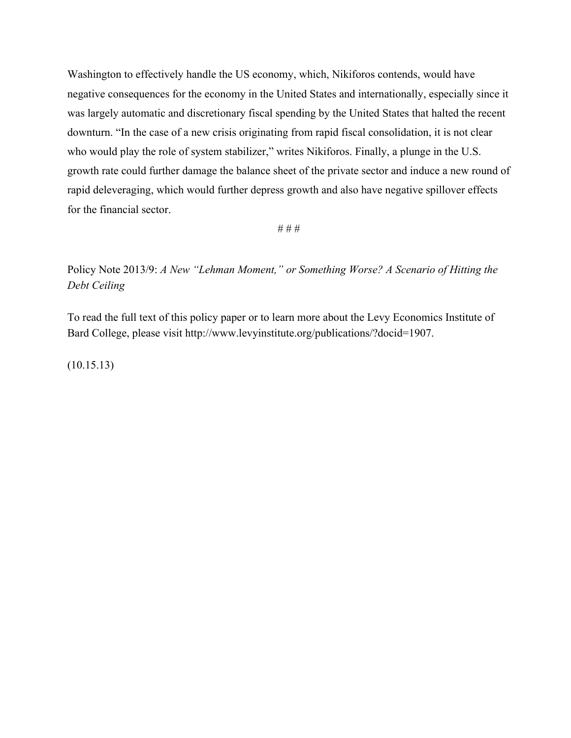Washington to effectively handle the US economy, which, Nikiforos contends, would have negative consequences for the economy in the United States and internationally, especially since it was largely automatic and discretionary fiscal spending by the United States that halted the recent downturn. "In the case of a new crisis originating from rapid fiscal consolidation, it is not clear who would play the role of system stabilizer," writes Nikiforos. Finally, a plunge in the U.S. growth rate could further damage the balance sheet of the private sector and induce a new round of rapid deleveraging, which would further depress growth and also have negative spillover effects for the financial sector.

# # #

Policy Note 2013/9: *A New "Lehman Moment," or Something Worse? A Scenario of Hitting the Debt Ceiling*

To read the full text of this policy paper or to learn more about the Levy Economics Institute of Bard College, please visit http://www.levyinstitute.org/publications/?docid=1907.

(10.15.13)